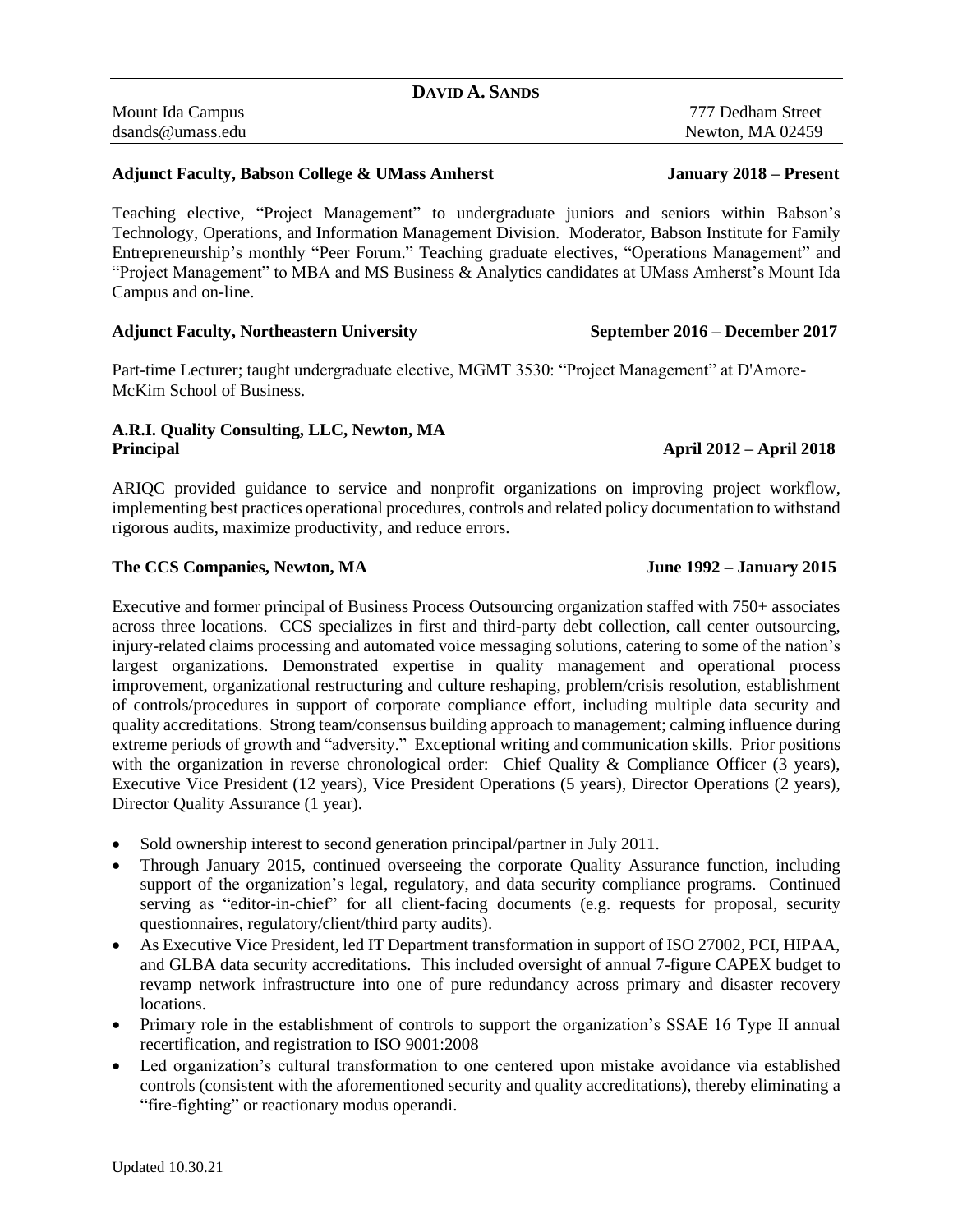# DAVID A. SANDS

Mount Ida Campus
dsands@umass.edu

777 Dedham Street
Newton, MA 02459

**Adjunct Faculty, Babson College & UMass Amherst** **January 2018 – Present**

Teaching elective, "Project Management" to undergraduate juniors and seniors within Babson's Technology, Operations, and Information Management Division. Moderator, Babson Institute for Family Entrepreneurship's monthly "Peer Forum." Teaching graduate electives, "Operations Management" and "Project Management" to MBA and MS Business & Analytics candidates at UMass Amherst's Mount Ida Campus and on-line.

**Adjunct Faculty, Northeastern University** **September 2016 – December 2017**

Part-time Lecturer; taught undergraduate elective, MGMT 3530: "Project Management" at D'Amore-McKim School of Business.

**A.R.I. Quality Consulting, LLC, Newton, MA**
**Principal** **April 2012 – April 2018**

ARIQC provided guidance to service and nonprofit organizations on improving project workflow, implementing best practices operational procedures, controls and related policy documentation to withstand rigorous audits, maximize productivity, and reduce errors.

**The CCS Companies, Newton, MA** **June 1992 – January 2015**

Executive and former principal of Business Process Outsourcing organization staffed with 750+ associates across three locations. CCS specializes in first and third-party debt collection, call center outsourcing, injury-related claims processing and automated voice messaging solutions, catering to some of the nation's largest organizations. Demonstrated expertise in quality management and operational process improvement, organizational restructuring and culture reshaping, problem/crisis resolution, establishment of controls/procedures in support of corporate compliance effort, including multiple data security and quality accreditations. Strong team/consensus building approach to management; calming influence during extreme periods of growth and "adversity." Exceptional writing and communication skills. Prior positions with the organization in reverse chronological order: Chief Quality & Compliance Officer (3 years), Executive Vice President (12 years), Vice President Operations (5 years), Director Operations (2 years), Director Quality Assurance (1 year).

- Sold ownership interest to second generation principal/partner in July 2011.
- Through January 2015, continued overseeing the corporate Quality Assurance function, including support of the organization's legal, regulatory, and data security compliance programs. Continued serving as "editor-in-chief" for all client-facing documents (e.g. requests for proposal, security questionnaires, regulatory/client/third party audits).
- As Executive Vice President, led IT Department transformation in support of ISO 27002, PCI, HIPAA, and GLBA data security accreditations. This included oversight of annual 7-figure CAPEX budget to revamp network infrastructure into one of pure redundancy across primary and disaster recovery locations.
- Primary role in the establishment of controls to support the organization's SSAE 16 Type II annual recertification, and registration to ISO 9001:2008
- Led organization's cultural transformation to one centered upon mistake avoidance via established controls (consistent with the aforementioned security and quality accreditations), thereby eliminating a "fire-fighting" or reactionary modus operandi.

Updated 10.30.21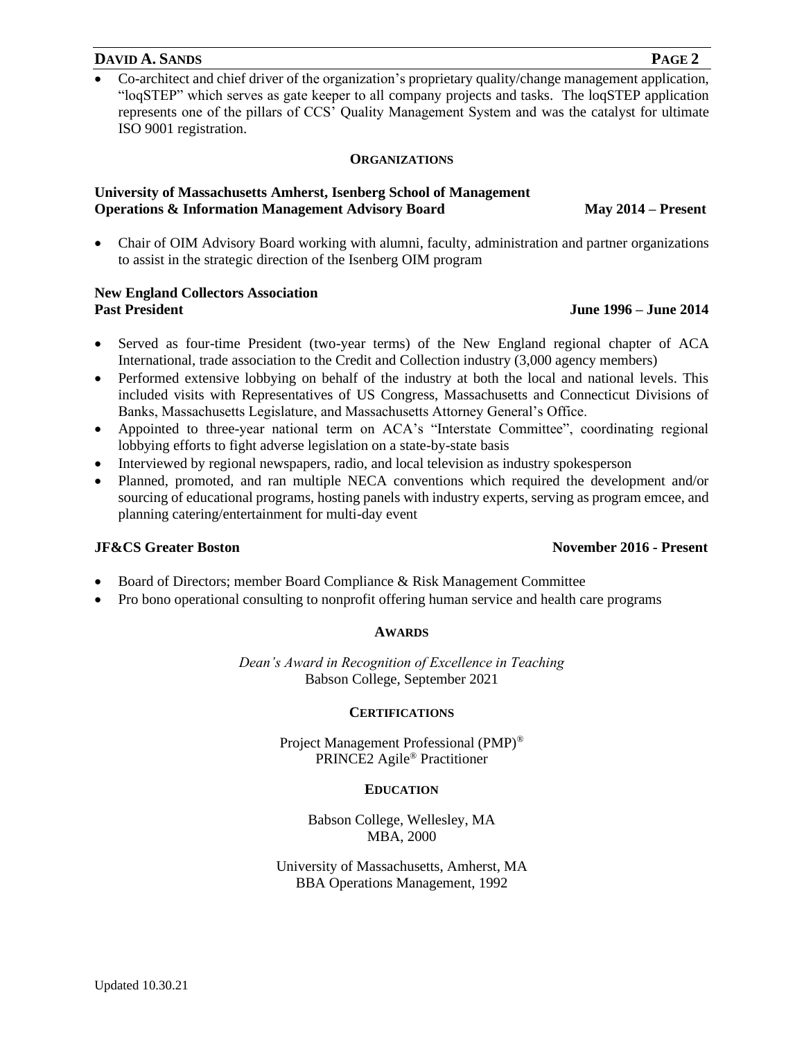- Co-architect and chief driver of the organization's proprietary quality/change management application, "loqSTEP" which serves as gate keeper to all company projects and tasks. The loqSTEP application represents one of the pillars of CCS' Quality Management System and was the catalyst for ultimate ISO 9001 registration.

## ORGANIZATIONS

**University of Massachusetts Amherst, Isenberg School of Management**
**Operations & Information Management Advisory Board** **May 2014 – Present**

- Chair of OIM Advisory Board working with alumni, faculty, administration and partner organizations to assist in the strategic direction of the Isenberg OIM program

**New England Collectors Association**
**Past President** **June 1996 – June 2014**

- Served as four-time President (two-year terms) of the New England regional chapter of ACA International, trade association to the Credit and Collection industry (3,000 agency members)
- Performed extensive lobbying on behalf of the industry at both the local and national levels. This included visits with Representatives of US Congress, Massachusetts and Connecticut Divisions of Banks, Massachusetts Legislature, and Massachusetts Attorney General's Office.
- Appointed to three-year national term on ACA's "Interstate Committee", coordinating regional lobbying efforts to fight adverse legislation on a state-by-state basis
- Interviewed by regional newspapers, radio, and local television as industry spokesperson
- Planned, promoted, and ran multiple NECA conventions which required the development and/or sourcing of educational programs, hosting panels with industry experts, serving as program emcee, and planning catering/entertainment for multi-day event

**JF&CS Greater Boston** **November 2016 - Present**

- Board of Directors; member Board Compliance & Risk Management Committee
- Pro bono operational consulting to nonprofit offering human service and health care programs

## AWARDS

*Dean's Award in Recognition of Excellence in Teaching*
Babson College, September 2021

## CERTIFICATIONS

Project Management Professional (PMP)®
PRINCE2 Agile® Practitioner

## EDUCATION

Babson College, Wellesley, MA
MBA, 2000

University of Massachusetts, Amherst, MA
BBA Operations Management, 1992

Updated 10.30.21